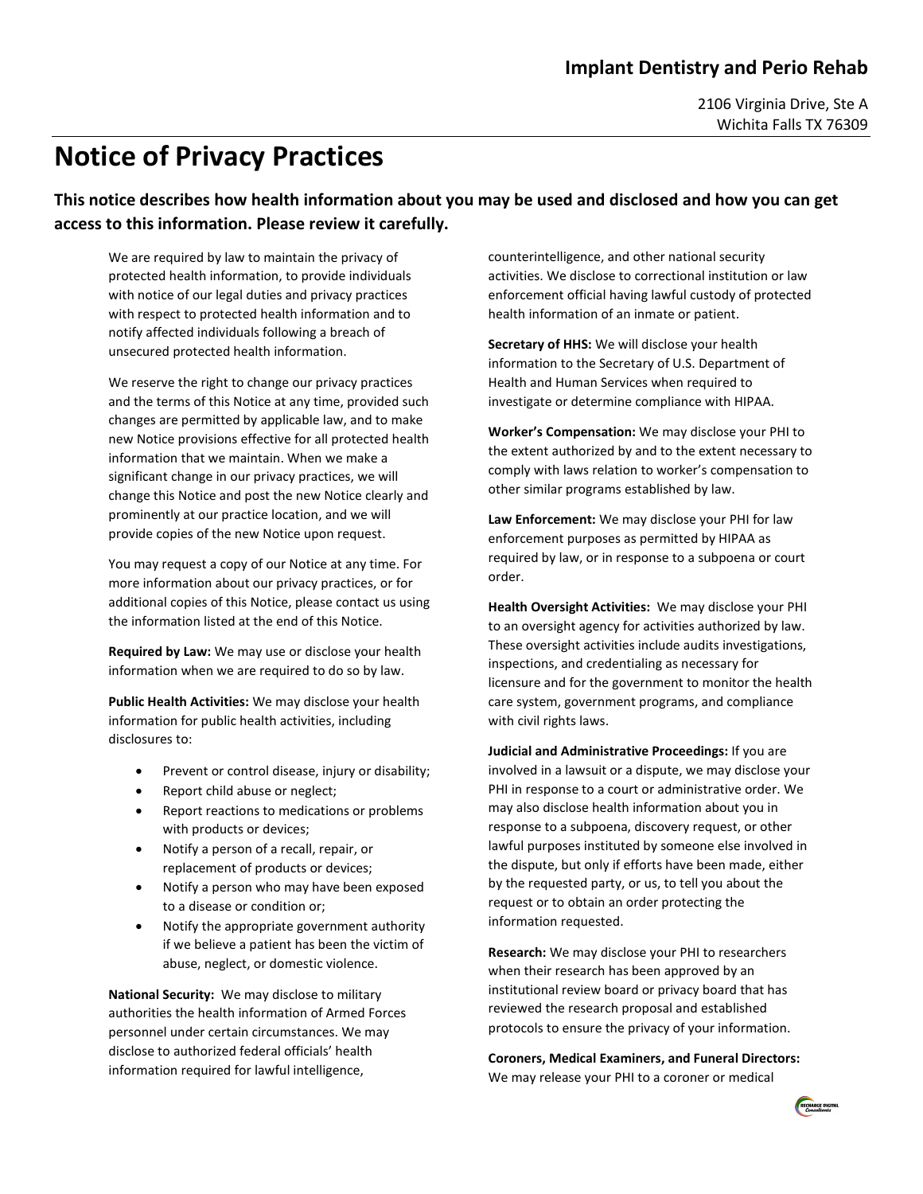**Implant Dentistry and Perio Rehab**

2106 Virginia Drive, Ste A
Wichita Falls TX 76309

# Notice of Privacy Practices

### This notice describes how health information about you may be used and disclosed and how you can get access to this information. Please review it carefully.

We are required by law to maintain the privacy of protected health information, to provide individuals with notice of our legal duties and privacy practices with respect to protected health information and to notify affected individuals following a breach of unsecured protected health information.

We reserve the right to change our privacy practices and the terms of this Notice at any time, provided such changes are permitted by applicable law, and to make new Notice provisions effective for all protected health information that we maintain. When we make a significant change in our privacy practices, we will change this Notice and post the new Notice clearly and prominently at our practice location, and we will provide copies of the new Notice upon request.

You may request a copy of our Notice at any time. For more information about our privacy practices, or for additional copies of this Notice, please contact us using the information listed at the end of this Notice.

**Required by Law:** We may use or disclose your health information when we are required to do so by law.

**Public Health Activities:** We may disclose your health information for public health activities, including disclosures to:

- Prevent or control disease, injury or disability;
- Report child abuse or neglect;
- Report reactions to medications or problems with products or devices;
- Notify a person of a recall, repair, or replacement of products or devices;
- Notify a person who may have been exposed to a disease or condition or;
- Notify the appropriate government authority if we believe a patient has been the victim of abuse, neglect, or domestic violence.

**National Security:** We may disclose to military authorities the health information of Armed Forces personnel under certain circumstances. We may disclose to authorized federal officials' health information required for lawful intelligence, counterintelligence, and other national security activities. We disclose to correctional institution or law enforcement official having lawful custody of protected health information of an inmate or patient.

**Secretary of HHS:** We will disclose your health information to the Secretary of U.S. Department of Health and Human Services when required to investigate or determine compliance with HIPAA.

**Worker's Compensation:** We may disclose your PHI to the extent authorized by and to the extent necessary to comply with laws relation to worker's compensation to other similar programs established by law.

**Law Enforcement:** We may disclose your PHI for law enforcement purposes as permitted by HIPAA as required by law, or in response to a subpoena or court order.

**Health Oversight Activities:** We may disclose your PHI to an oversight agency for activities authorized by law. These oversight activities include audits investigations, inspections, and credentialing as necessary for licensure and for the government to monitor the health care system, government programs, and compliance with civil rights laws.

**Judicial and Administrative Proceedings:** If you are involved in a lawsuit or a dispute, we may disclose your PHI in response to a court or administrative order. We may also disclose health information about you in response to a subpoena, discovery request, or other lawful purposes instituted by someone else involved in the dispute, but only if efforts have been made, either by the requested party, or us, to tell you about the request or to obtain an order protecting the information requested.

**Research:** We may disclose your PHI to researchers when their research has been approved by an institutional review board or privacy board that has reviewed the research proposal and established protocols to ensure the privacy of your information.

**Coroners, Medical Examiners, and Funeral Directors:** We may release your PHI to a coroner or medical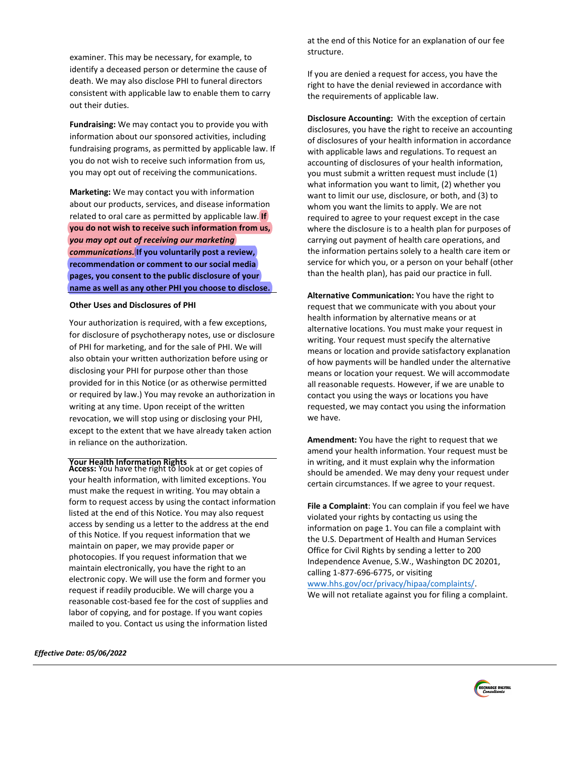examiner. This may be necessary, for example, to identify a deceased person or determine the cause of death. We may also disclose PHI to funeral directors consistent with applicable law to enable them to carry out their duties.

**Fundraising:** We may contact you to provide you with information about our sponsored activities, including fundraising programs, as permitted by applicable law. If you do not wish to receive such information from us, you may opt out of receiving the communications.

**Marketing:** We may contact you with information about our products, services, and disease information related to oral care as permitted by applicable law. ***If you do not wish to receive such information from us, you may opt out of receiving our marketing communications.*** **If you voluntarily post a review, recommendation or comment to our social media pages, you consent to the public disclosure of your name as well as any other PHI you choose to disclose.**

**Other Uses and Disclosures of PHI**

Your authorization is required, with a few exceptions, for disclosure of psychotherapy notes, use or disclosure of PHI for marketing, and for the sale of PHI. We will also obtain your written authorization before using or disclosing your PHI for purpose other than those provided for in this Notice (or as otherwise permitted or required by law.) You may revoke an authorization in writing at any time. Upon receipt of the written revocation, we will stop using or disclosing your PHI, except to the extent that we have already taken action in reliance on the authorization.

**Your Health Information Rights**

**Access:** You have the right to look at or get copies of your health information, with limited exceptions. You must make the request in writing. You may obtain a form to request access by using the contact information listed at the end of this Notice. You may also request access by sending us a letter to the address at the end of this Notice. If you request information that we maintain on paper, we may provide paper or photocopies. If you request information that we maintain electronically, you have the right to an electronic copy. We will use the form and former you request if readily producible. We will charge you a reasonable cost-based fee for the cost of supplies and labor of copying, and for postage. If you want copies mailed to you. Contact us using the information listed at the end of this Notice for an explanation of our fee structure.

If you are denied a request for access, you have the right to have the denial reviewed in accordance with the requirements of applicable law.

**Disclosure Accounting:** With the exception of certain disclosures, you have the right to receive an accounting of disclosures of your health information in accordance with applicable laws and regulations. To request an accounting of disclosures of your health information, you must submit a written request must include (1) what information you want to limit, (2) whether you want to limit our use, disclosure, or both, and (3) to whom you want the limits to apply. We are not required to agree to your request except in the case where the disclosure is to a health plan for purposes of carrying out payment of health care operations, and the information pertains solely to a health care item or service for which you, or a person on your behalf (other than the health plan), has paid our practice in full.

**Alternative Communication:** You have the right to request that we communicate with you about your health information by alternative means or at alternative locations. You must make your request in writing. Your request must specify the alternative means or location and provide satisfactory explanation of how payments will be handled under the alternative means or location your request. We will accommodate all reasonable requests. However, if we are unable to contact you using the ways or locations you have requested, we may contact you using the information we have.

**Amendment:** You have the right to request that we amend your health information. Your request must be in writing, and it must explain why the information should be amended. We may deny your request under certain circumstances. If we agree to your request.

**File a Complaint**: You can complain if you feel we have violated your rights by contacting us using the information on page 1. You can file a complaint with the U.S. Department of Health and Human Services Office for Civil Rights by sending a letter to 200 Independence Avenue, S.W., Washington DC 20201, calling 1-877-696-6775, or visiting www.hhs.gov/ocr/privacy/hipaa/complaints/.
We will not retaliate against you for filing a complaint.

***Effective Date: 05/06/2022***